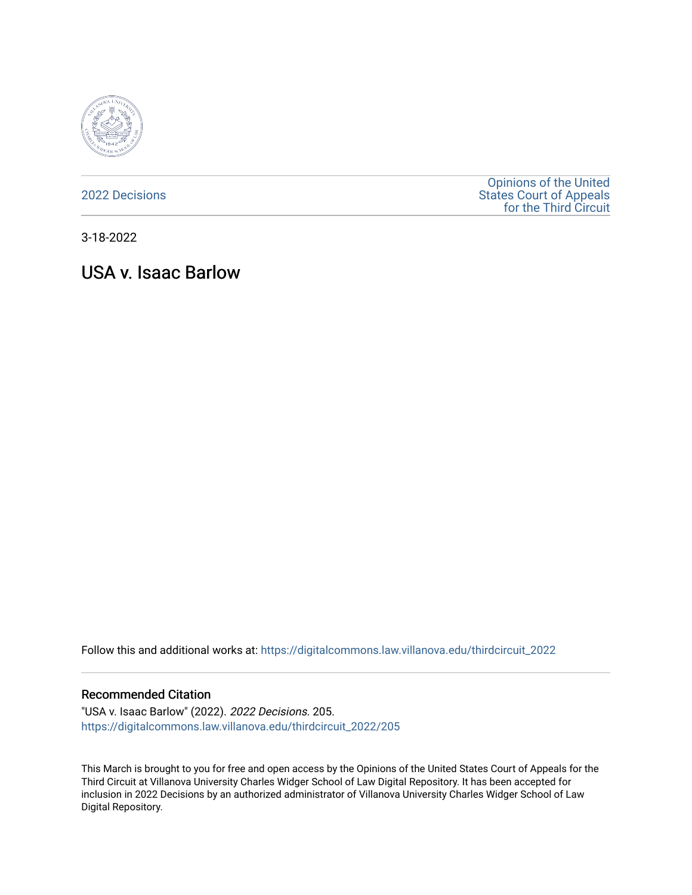2022 Decisions

Opinions of the United States Court of Appeals for the Third Circuit

3-18-2022

# USA v. Isaac Barlow

Follow this and additional works at: https://digitalcommons.law.villanova.edu/thirdcircuit_2022

## Recommended Citation

"USA v. Isaac Barlow" (2022). *2022 Decisions*. 205.
https://digitalcommons.law.villanova.edu/thirdcircuit_2022/205

This March is brought to you for free and open access by the Opinions of the United States Court of Appeals for the Third Circuit at Villanova University Charles Widger School of Law Digital Repository. It has been accepted for inclusion in 2022 Decisions by an authorized administrator of Villanova University Charles Widger School of Law Digital Repository.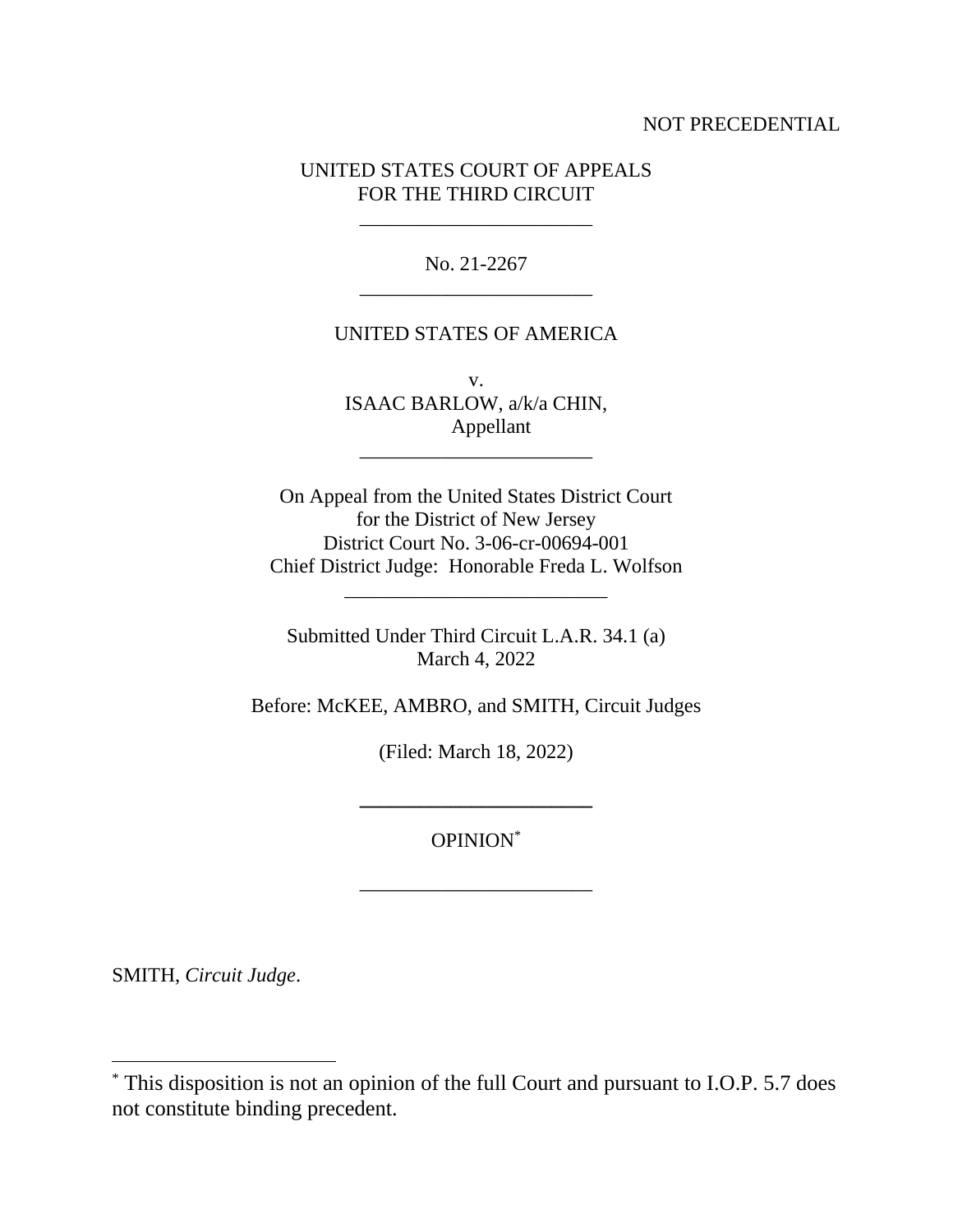NOT PRECEDENTIAL

UNITED STATES COURT OF APPEALS
FOR THE THIRD CIRCUIT

\_\_\_\_\_\_\_\_\_\_\_\_\_\_\_\_\_\_\_\_\_\_\_

No. 21-2267

\_\_\_\_\_\_\_\_\_\_\_\_\_\_\_\_\_\_\_\_\_\_\_

UNITED STATES OF AMERICA

v.

ISAAC BARLOW, a/k/a CHIN,
Appellant

\_\_\_\_\_\_\_\_\_\_\_\_\_\_\_\_\_\_\_\_\_\_\_

On Appeal from the United States District Court
for the District of New Jersey
District Court No. 3-06-cr-00694-001
Chief District Judge: Honorable Freda L. Wolfson

\_\_\_\_\_\_\_\_\_\_\_\_\_\_\_\_\_\_\_\_\_\_\_\_\_\_

Submitted Under Third Circuit L.A.R. 34.1 (a)
March 4, 2022

Before: McKEE, AMBRO, and SMITH, Circuit Judges

(Filed: March 18, 2022)

\_\_\_\_\_\_\_\_\_\_\_\_\_\_\_\_\_\_\_\_\_\_\_

OPINION*

\_\_\_\_\_\_\_\_\_\_\_\_\_\_\_\_\_\_\_\_\_\_\_

SMITH, *Circuit Judge*.

---

* This disposition is not an opinion of the full Court and pursuant to I.O.P. 5.7 does not constitute binding precedent.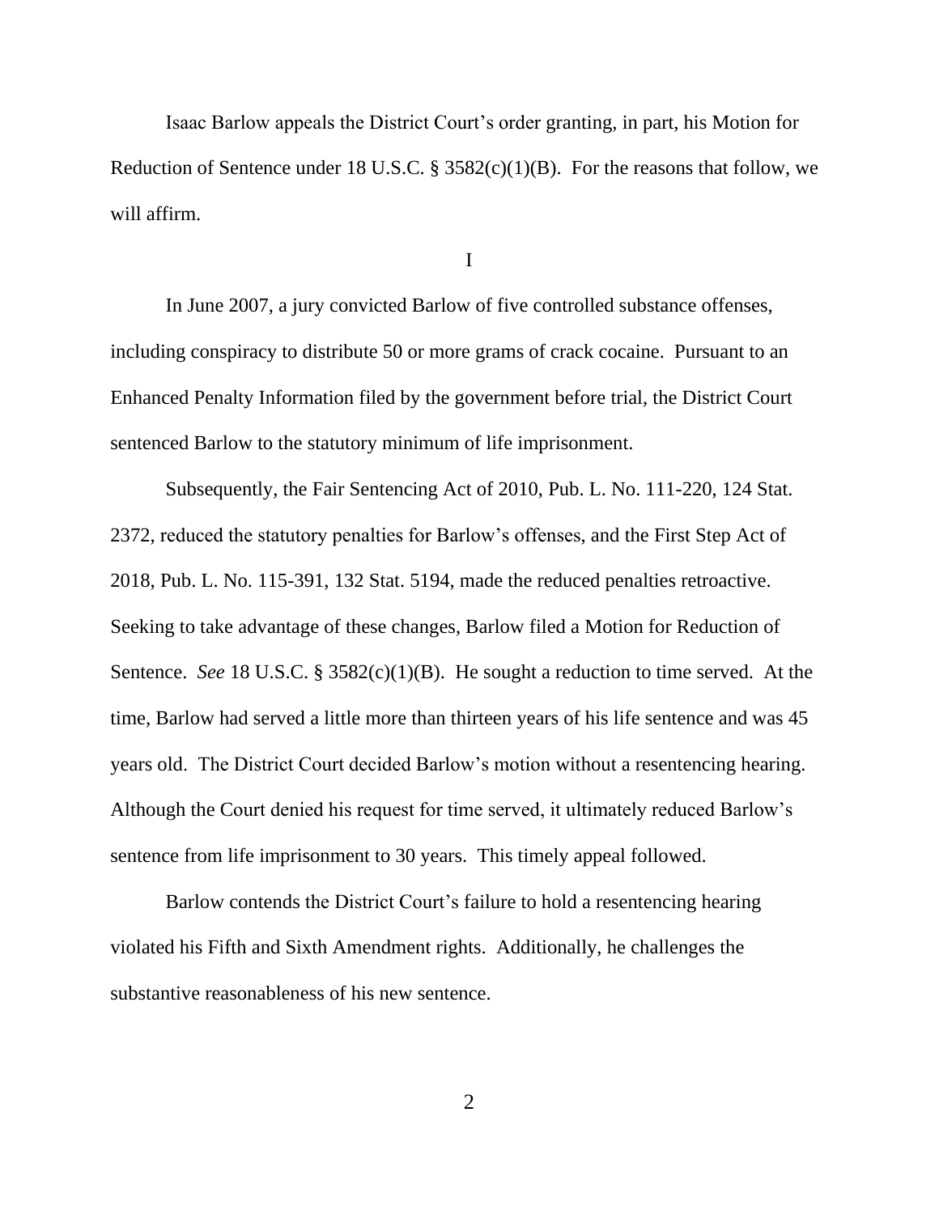Isaac Barlow appeals the District Court's order granting, in part, his Motion for Reduction of Sentence under 18 U.S.C. § 3582(c)(1)(B). For the reasons that follow, we will affirm.

I

In June 2007, a jury convicted Barlow of five controlled substance offenses, including conspiracy to distribute 50 or more grams of crack cocaine. Pursuant to an Enhanced Penalty Information filed by the government before trial, the District Court sentenced Barlow to the statutory minimum of life imprisonment.

Subsequently, the Fair Sentencing Act of 2010, Pub. L. No. 111-220, 124 Stat. 2372, reduced the statutory penalties for Barlow's offenses, and the First Step Act of 2018, Pub. L. No. 115-391, 132 Stat. 5194, made the reduced penalties retroactive. Seeking to take advantage of these changes, Barlow filed a Motion for Reduction of Sentence. *See* 18 U.S.C. § 3582(c)(1)(B). He sought a reduction to time served. At the time, Barlow had served a little more than thirteen years of his life sentence and was 45 years old. The District Court decided Barlow's motion without a resentencing hearing. Although the Court denied his request for time served, it ultimately reduced Barlow's sentence from life imprisonment to 30 years. This timely appeal followed.

Barlow contends the District Court's failure to hold a resentencing hearing violated his Fifth and Sixth Amendment rights. Additionally, he challenges the substantive reasonableness of his new sentence.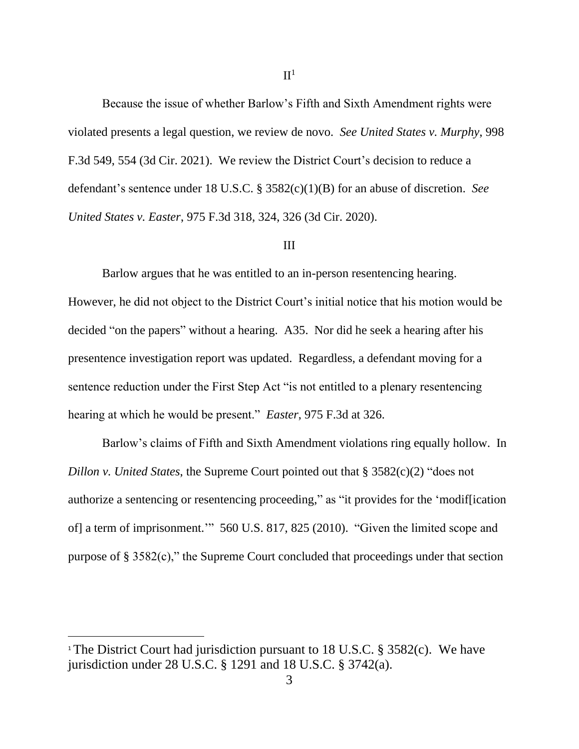II[1]

Because the issue of whether Barlow's Fifth and Sixth Amendment rights were violated presents a legal question, we review de novo. *See United States v. Murphy*, 998 F.3d 549, 554 (3d Cir. 2021). We review the District Court's decision to reduce a defendant's sentence under 18 U.S.C. § 3582(c)(1)(B) for an abuse of discretion. *See United States v. Easter*, 975 F.3d 318, 324, 326 (3d Cir. 2020).

III

Barlow argues that he was entitled to an in-person resentencing hearing. However, he did not object to the District Court's initial notice that his motion would be decided "on the papers" without a hearing. A35. Nor did he seek a hearing after his presentence investigation report was updated. Regardless, a defendant moving for a sentence reduction under the First Step Act "is not entitled to a plenary resentencing hearing at which he would be present." *Easter*, 975 F.3d at 326.

Barlow's claims of Fifth and Sixth Amendment violations ring equally hollow. In *Dillon v. United States*, the Supreme Court pointed out that § 3582(c)(2) "does not authorize a sentencing or resentencing proceeding," as "it provides for the 'modif[ication of] a term of imprisonment.'" 560 U.S. 817, 825 (2010). "Given the limited scope and purpose of § 3582(c)," the Supreme Court concluded that proceedings under that section

[1] The District Court had jurisdiction pursuant to 18 U.S.C. § 3582(c). We have jurisdiction under 28 U.S.C. § 1291 and 18 U.S.C. § 3742(a).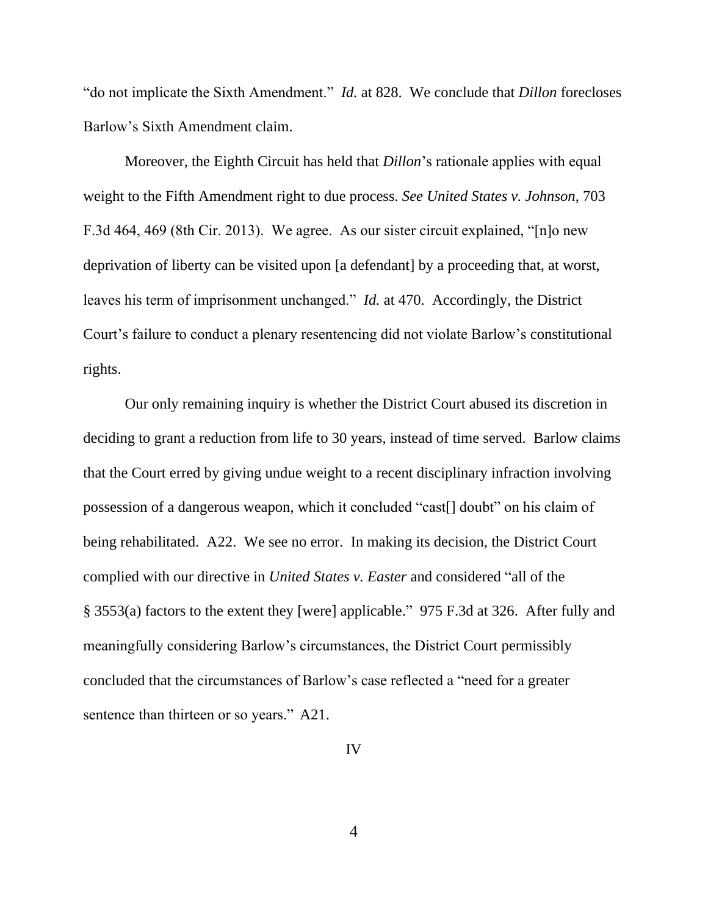"do not implicate the Sixth Amendment." *Id.* at 828. We conclude that *Dillon* forecloses Barlow's Sixth Amendment claim.

Moreover, the Eighth Circuit has held that *Dillon*'s rationale applies with equal weight to the Fifth Amendment right to due process. *See United States v. Johnson*, 703 F.3d 464, 469 (8th Cir. 2013). We agree. As our sister circuit explained, "[n]o new deprivation of liberty can be visited upon [a defendant] by a proceeding that, at worst, leaves his term of imprisonment unchanged." *Id.* at 470. Accordingly, the District Court's failure to conduct a plenary resentencing did not violate Barlow's constitutional rights.

Our only remaining inquiry is whether the District Court abused its discretion in deciding to grant a reduction from life to 30 years, instead of time served. Barlow claims that the Court erred by giving undue weight to a recent disciplinary infraction involving possession of a dangerous weapon, which it concluded "cast[] doubt" on his claim of being rehabilitated. A22. We see no error. In making its decision, the District Court complied with our directive in *United States v. Easter* and considered "all of the § 3553(a) factors to the extent they [were] applicable." 975 F.3d at 326. After fully and meaningfully considering Barlow's circumstances, the District Court permissibly concluded that the circumstances of Barlow's case reflected a "need for a greater sentence than thirteen or so years." A21.

## IV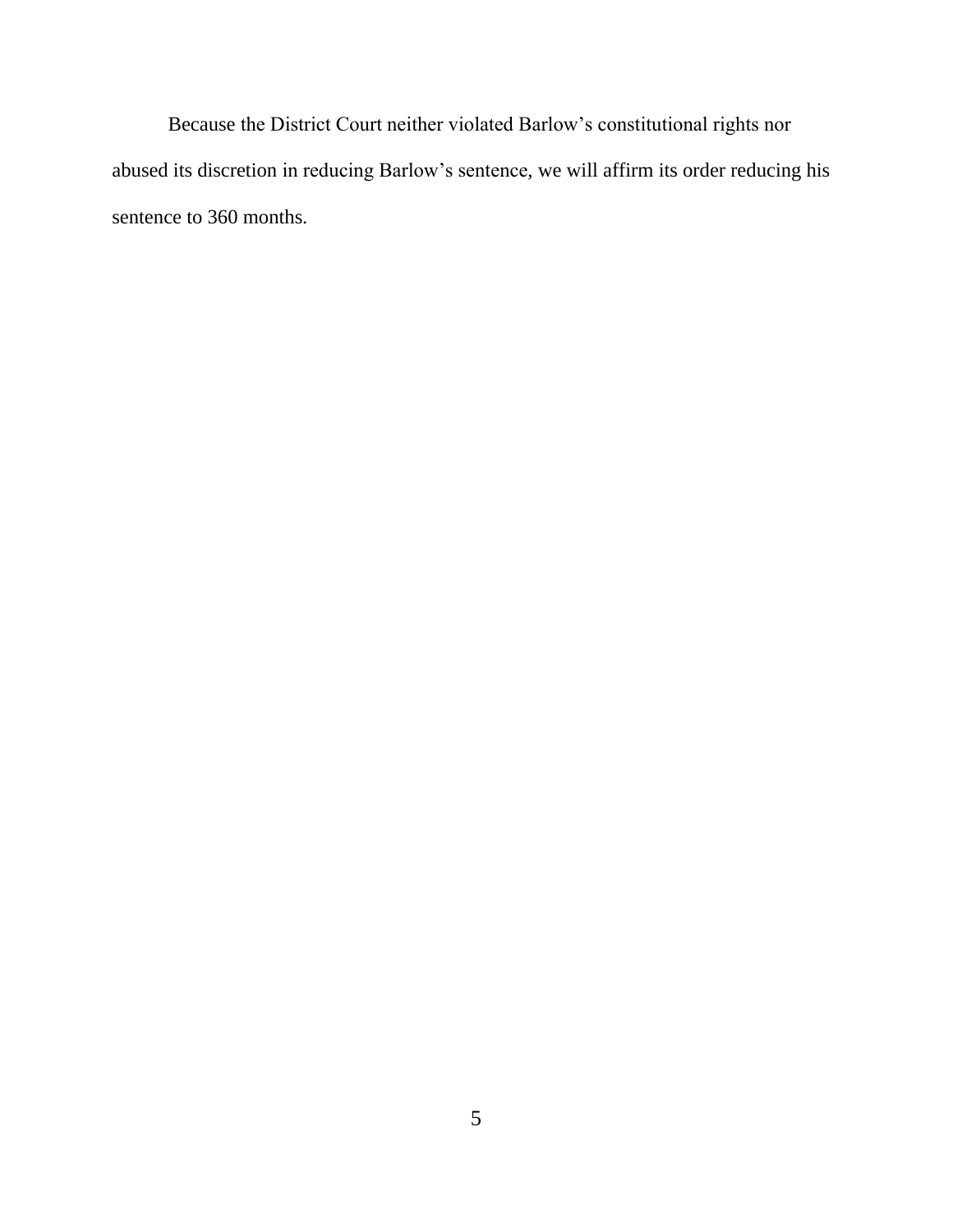Because the District Court neither violated Barlow's constitutional rights nor abused its discretion in reducing Barlow's sentence, we will affirm its order reducing his sentence to 360 months.